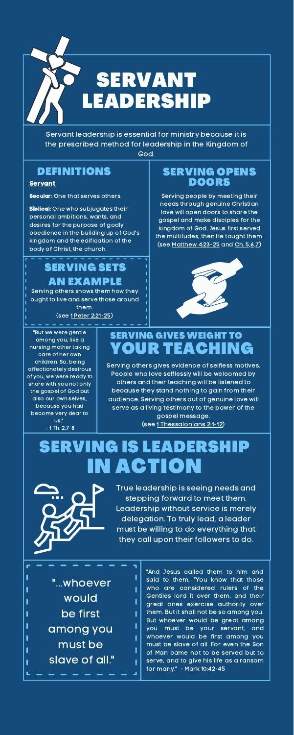# SERVANT LEADERSHIP

Servant leadership is essential for ministry because it is the prescribed method for leadership in the Kingdom of God.

## DEFINITIONS

**Servant**

**Secular:** One that serves others.

**Biblical:** One who subjugates their personal ambitions, wants, and desires for the purpose of godly obedience in the building up of God's kingdom and the edification of the body of Christ, the church.

## SERVING OPENS DOORS

Serving people by meeting their needs through genuine Christian love will open doors to share the gospel and make disciples for the kingdom of God. Jesus first served the multitudes, then He taught them. (see Matthew 4:23-25 and Ch. 5,6,7)

## SERVING SETS AN EXAMPLE

Serving others shows them how they ought to live and serve those around them.
(see 1 Peter 2:21-25)

"But we were gentle among you, like a nursing mother taking care of her own children. So, being affectionately desirous of you, we were ready to share with you not only the gospel of God but also our own selves, because you had become very dear to us."
- 1 Th. 2:7-8

## SERVING GIVES WEIGHT TO YOUR TEACHING

Serving others gives evidence of selfless motives. People who love selflessly will be welcomed by others and their teaching will be listened to because they stand nothing to gain from their audience. Serving others out of genuine love will serve as a living testimony to the power of the gospel message.
(see 1 Thessalonians 2:1-12)

## SERVING IS LEADERSHIP IN ACTION

True leadership is seeing needs and stepping forward to meet them. Leadership without service is merely delegation. To truly lead, a leader must be willing to do everything that they call upon their followers to do.

"...whoever would be first among you must be slave of all."

"And Jesus called them to him and said to them, "You know that those who are considered rulers of the Gentiles lord it over them, and their great ones exercise authority over them. But it shall not be so among you. But whoever would be great among you must be your servant, and whoever would be first among you must be slave of all. For even the Son of Man came not to be served but to serve, and to give his life as a ransom for many." - Mark 10:42-45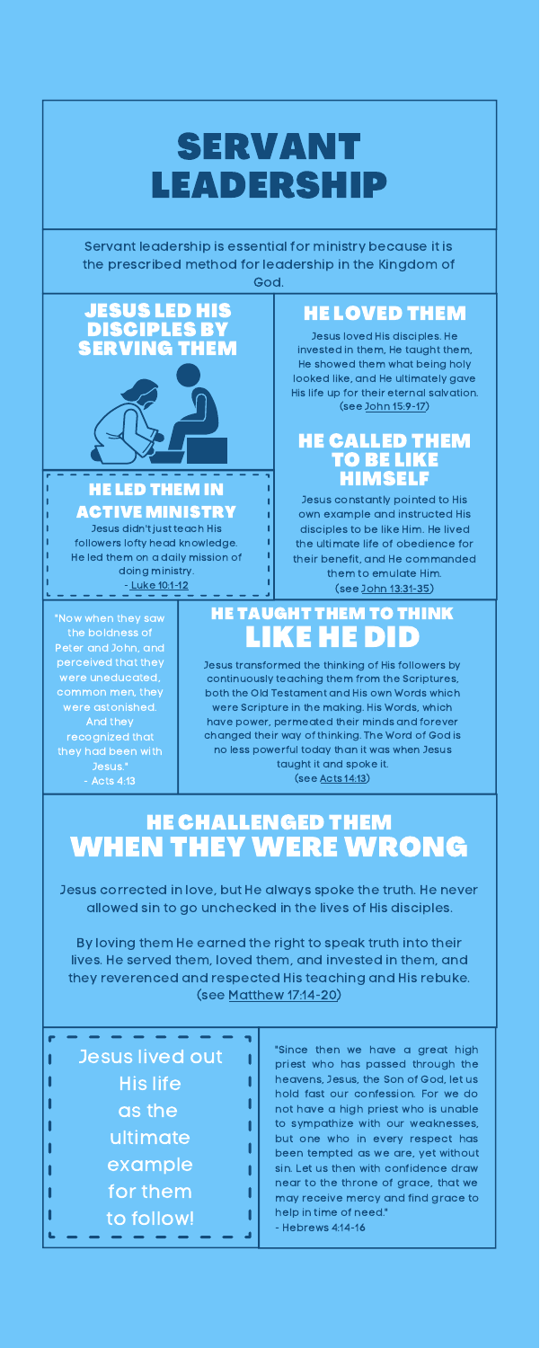# SERVANT LEADERSHIP

Servant leadership is essential for ministry because it is the prescribed method for leadership in the Kingdom of God.

## JESUS LED HIS DISCIPLES BY SERVING THEM

### HE LED THEM IN ACTIVE MINISTRY

Jesus didn't just teach His followers lofty head knowledge. He led them on a daily mission of doing ministry.
- Luke 10:1-12

### HE LOVED THEM

Jesus loved His disciples. He invested in them, He taught them, He showed them what being holy looked like, and He ultimately gave His life up for their eternal salvation. (see John 15:9-17)

### HE CALLED THEM TO BE LIKE HIMSELF

Jesus constantly pointed to His own example and instructed His disciples to be like Him. He lived the ultimate life of obedience for their benefit, and He commanded them to emulate Him. (see John 13:31-35)

"Now when they saw the boldness of Peter and John, and perceived that they were uneducated, common men, they were astonished. And they recognized that they had been with Jesus."
- Acts 4:13

### HE TAUGHT THEM TO THINK LIKE HE DID

Jesus transformed the thinking of His followers by continuously teaching them from the Scriptures, both the Old Testament and His own Words which were Scripture in the making. His Words, which have power, permeated their minds and forever changed their way of thinking. The Word of God is no less powerful today than it was when Jesus taught it and spoke it.
(see Acts 14:13)

## HE CHALLENGED THEM WHEN THEY WERE WRONG

Jesus corrected in love, but He always spoke the truth. He never allowed sin to go unchecked in the lives of His disciples.

By loving them He earned the right to speak truth into their lives. He served them, loved them, and invested in them, and they reverenced and respected His teaching and His rebuke. (see Matthew 17:14-20)

Jesus lived out His life as the ultimate example for them to follow!

"Since then we have a great high priest who has passed through the heavens, Jesus, the Son of God, let us hold fast our confession. For we do not have a high priest who is unable to sympathize with our weaknesses, but one who in every respect has been tempted as we are, yet without sin. Let us then with confidence draw near to the throne of grace, that we may receive mercy and find grace to help in time of need."
- Hebrews 4:14-16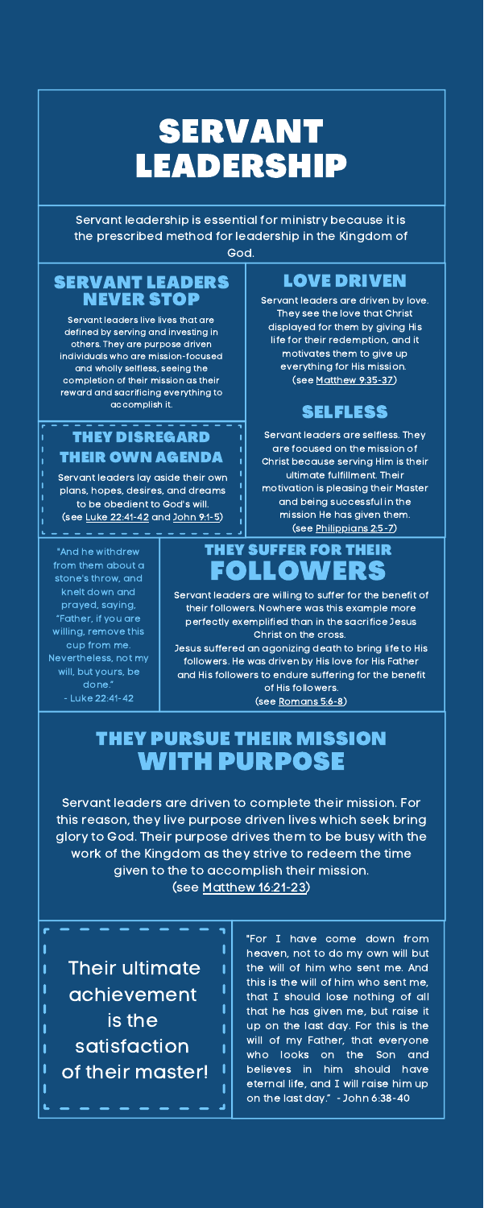# SERVANT LEADERSHIP

Servant leadership is essential for ministry because it is the prescribed method for leadership in the Kingdom of God.

## SERVANT LEADERS NEVER STOP

Servant leaders live lives that are defined by serving and investing in others. They are purpose driven individuals who are mission-focused and wholly selfless, seeing the completion of their mission as their reward and sacrificing everything to accomplish it.

## THEY DISREGARD THEIR OWN AGENDA

Servant leaders lay aside their own plans, hopes, desires, and dreams to be obedient to God's will. (see Luke 22:41-42 and John 9:1-5)

## LOVE DRIVEN

Servant leaders are driven by love. They see the love that Christ displayed for them by giving His life for their redemption, and it motivates them to give up everything for His mission. (see Matthew 9:35-37)

## SELFLESS

Servant leaders are selfless. They are focused on the mission of Christ because serving Him is their ultimate fulfillment. Their motivation is pleasing their Master and being successful in the mission He has given them. (see Philippians 2:5-7)

"And he withdrew from them about a stone's throw, and knelt down and prayed, saying, "Father, if you are willing, remove this cup from me. Nevertheless, not my will, but yours, be done." - Luke 22:41-42

## THEY SUFFER FOR THEIR FOLLOWERS

Servant leaders are willing to suffer for the benefit of their followers. Nowhere was this example more perfectly exemplified than in the sacrifice Jesus Christ on the cross.

Jesus suffered an agonizing death to bring life to His followers. He was driven by His love for His Father and His followers to endure suffering for the benefit of His followers.

(see Romans 5:6-8)

## THEY PURSUE THEIR MISSION WITH PURPOSE

Servant leaders are driven to complete their mission. For this reason, they live purpose driven lives which seek bring glory to God. Their purpose drives them to be busy with the work of the Kingdom as they strive to redeem the time given to the to accomplish their mission. (see Matthew 16:21-23)

Their ultimate achievement is the satisfaction of their master!

"For I have come down from heaven, not to do my own will but the will of him who sent me. And this is the will of him who sent me, that I should lose nothing of all that he has given me, but raise it up on the last day. For this is the will of my Father, that everyone who looks on the Son and believes in him should have eternal life, and I will raise him up on the last day." - John 6:38-40